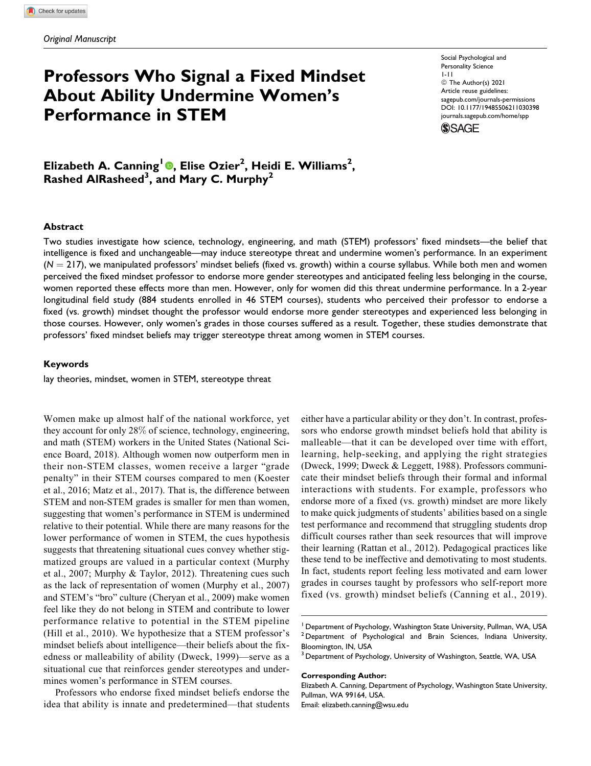*Original Manuscript*

# Professors Who Signal a Fixed Mindset About Ability Undermine Women's Performance in STEM

Social Psychological and Personality Science
1-11
© The Author(s) 2021
Article reuse guidelines:
sagepub.com/journals-permissions
DOI: 10.1177/19485506211030398
journals.sagepub.com/home/spp

**Elizabeth A. Canning[1], Elise Ozier[2], Heidi E. Williams[2], Rashed AlRasheed[3], and Mary C. Murphy[2]**

## Abstract

Two studies investigate how science, technology, engineering, and math (STEM) professors' fixed mindsets—the belief that intelligence is fixed and unchangeable—may induce stereotype threat and undermine women's performance. In an experiment ($N = 217$), we manipulated professors' mindset beliefs (fixed vs. growth) within a course syllabus. While both men and women perceived the fixed mindset professor to endorse more gender stereotypes and anticipated feeling less belonging in the course, women reported these effects more than men. However, only for women did this threat undermine performance. In a 2-year longitudinal field study (884 students enrolled in 46 STEM courses), students who perceived their professor to endorse a fixed (vs. growth) mindset thought the professor would endorse more gender stereotypes and experienced less belonging in those courses. However, only women's grades in those courses suffered as a result. Together, these studies demonstrate that professors' fixed mindset beliefs may trigger stereotype threat among women in STEM courses.

## Keywords

lay theories, mindset, women in STEM, stereotype threat

Women make up almost half of the national workforce, yet they account for only 28% of science, technology, engineering, and math (STEM) workers in the United States (National Science Board, 2018). Although women now outperform men in their non-STEM classes, women receive a larger "grade penalty" in their STEM courses compared to men (Koester et al., 2016; Matz et al., 2017). That is, the difference between STEM and non-STEM grades is smaller for men than women, suggesting that women's performance in STEM is undermined relative to their potential. While there are many reasons for the lower performance of women in STEM, the cues hypothesis suggests that threatening situational cues convey whether stigmatized groups are valued in a particular context (Murphy et al., 2007; Murphy & Taylor, 2012). Threatening cues such as the lack of representation of women (Murphy et al., 2007) and STEM's "bro" culture (Cheryan et al., 2009) make women feel like they do not belong in STEM and contribute to lower performance relative to potential in the STEM pipeline (Hill et al., 2010). We hypothesize that a STEM professor's mindset beliefs about intelligence—their beliefs about the fixedness or malleability of ability (Dweck, 1999)—serve as a situational cue that reinforces gender stereotypes and undermines women's performance in STEM courses.

Professors who endorse fixed mindset beliefs endorse the idea that ability is innate and predetermined—that students either have a particular ability or they don't. In contrast, professors who endorse growth mindset beliefs hold that ability is malleable—that it can be developed over time with effort, learning, help-seeking, and applying the right strategies (Dweck, 1999; Dweck & Leggett, 1988). Professors communicate their mindset beliefs through their formal and informal interactions with students. For example, professors who endorse more of a fixed (vs. growth) mindset are more likely to make quick judgments of students' abilities based on a single test performance and recommend that struggling students drop difficult courses rather than seek resources that will improve their learning (Rattan et al., 2012). Pedagogical practices like these tend to be ineffective and demotivating to most students. In fact, students report feeling less motivated and earn lower grades in courses taught by professors who self-report more fixed (vs. growth) mindset beliefs (Canning et al., 2019).

[1] Department of Psychology, Washington State University, Pullman, WA, USA
[2] Department of Psychological and Brain Sciences, Indiana University, Bloomington, IN, USA
[3] Department of Psychology, University of Washington, Seattle, WA, USA

**Corresponding Author:**
Elizabeth A. Canning, Department of Psychology, Washington State University, Pullman, WA 99164, USA.
Email: elizabeth.canning@wsu.edu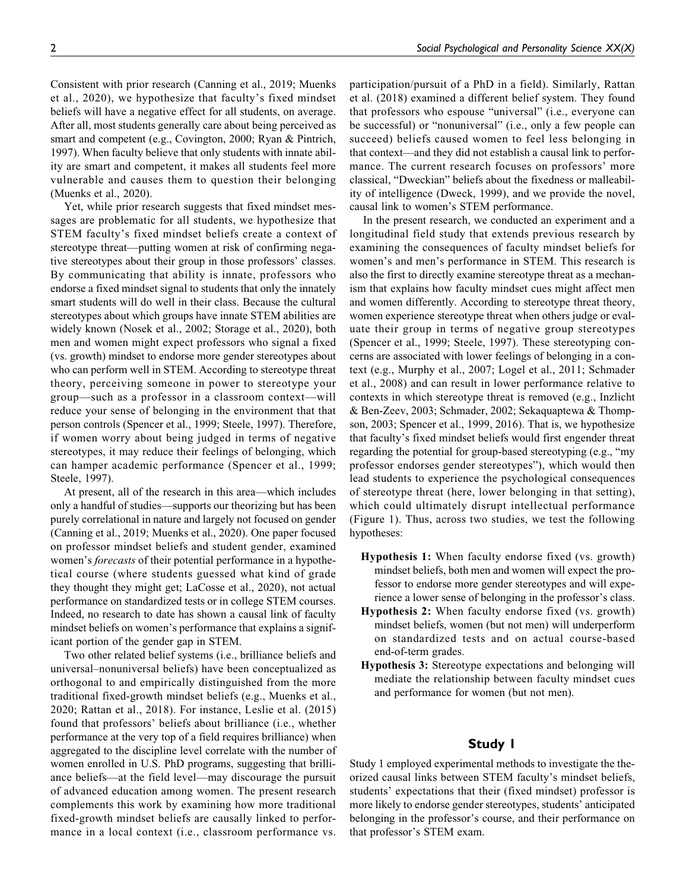Consistent with prior research (Canning et al., 2019; Muenks et al., 2020), we hypothesize that faculty's fixed mindset beliefs will have a negative effect for all students, on average. After all, most students generally care about being perceived as smart and competent (e.g., Covington, 2000; Ryan & Pintrich, 1997). When faculty believe that only students with innate ability are smart and competent, it makes all students feel more vulnerable and causes them to question their belonging (Muenks et al., 2020).

Yet, while prior research suggests that fixed mindset messages are problematic for all students, we hypothesize that STEM faculty's fixed mindset beliefs create a context of stereotype threat—putting women at risk of confirming negative stereotypes about their group in those professors' classes. By communicating that ability is innate, professors who endorse a fixed mindset signal to students that only the innately smart students will do well in their class. Because the cultural stereotypes about which groups have innate STEM abilities are widely known (Nosek et al., 2002; Storage et al., 2020), both men and women might expect professors who signal a fixed (vs. growth) mindset to endorse more gender stereotypes about who can perform well in STEM. According to stereotype threat theory, perceiving someone in power to stereotype your group—such as a professor in a classroom context—will reduce your sense of belonging in the environment that that person controls (Spencer et al., 1999; Steele, 1997). Therefore, if women worry about being judged in terms of negative stereotypes, it may reduce their feelings of belonging, which can hamper academic performance (Spencer et al., 1999; Steele, 1997).

At present, all of the research in this area—which includes only a handful of studies—supports our theorizing but has been purely correlational in nature and largely not focused on gender (Canning et al., 2019; Muenks et al., 2020). One paper focused on professor mindset beliefs and student gender, examined women's *forecasts* of their potential performance in a hypothetical course (where students guessed what kind of grade they thought they might get; LaCosse et al., 2020), not actual performance on standardized tests or in college STEM courses. Indeed, no research to date has shown a causal link of faculty mindset beliefs on women's performance that explains a significant portion of the gender gap in STEM.

Two other related belief systems (i.e., brilliance beliefs and universal–nonuniversal beliefs) have been conceptualized as orthogonal to and empirically distinguished from the more traditional fixed-growth mindset beliefs (e.g., Muenks et al., 2020; Rattan et al., 2018). For instance, Leslie et al. (2015) found that professors' beliefs about brilliance (i.e., whether performance at the very top of a field requires brilliance) when aggregated to the discipline level correlate with the number of women enrolled in U.S. PhD programs, suggesting that brilliance beliefs—at the field level—may discourage the pursuit of advanced education among women. The present research complements this work by examining how more traditional fixed-growth mindset beliefs are causally linked to performance in a local context (i.e., classroom performance vs. participation/pursuit of a PhD in a field). Similarly, Rattan et al. (2018) examined a different belief system. They found that professors who espouse "universal" (i.e., everyone can be successful) or "nonuniversal" (i.e., only a few people can succeed) beliefs caused women to feel less belonging in that context—and they did not establish a causal link to performance. The current research focuses on professors' more classical, "Dweckian" beliefs about the fixedness or malleability of intelligence (Dweck, 1999), and we provide the novel, causal link to women's STEM performance.

In the present research, we conducted an experiment and a longitudinal field study that extends previous research by examining the consequences of faculty mindset beliefs for women's and men's performance in STEM. This research is also the first to directly examine stereotype threat as a mechanism that explains how faculty mindset cues might affect men and women differently. According to stereotype threat theory, women experience stereotype threat when others judge or evaluate their group in terms of negative group stereotypes (Spencer et al., 1999; Steele, 1997). These stereotyping concerns are associated with lower feelings of belonging in a context (e.g., Murphy et al., 2007; Logel et al., 2011; Schmader et al., 2008) and can result in lower performance relative to contexts in which stereotype threat is removed (e.g., Inzlicht & Ben-Zeev, 2003; Schmader, 2002; Sekaquaptewa & Thompson, 2003; Spencer et al., 1999, 2016). That is, we hypothesize that faculty's fixed mindset beliefs would first engender threat regarding the potential for group-based stereotyping (e.g., "my professor endorses gender stereotypes"), which would then lead students to experience the psychological consequences of stereotype threat (here, lower belonging in that setting), which could ultimately disrupt intellectual performance (Figure 1). Thus, across two studies, we test the following hypotheses:

**Hypothesis 1:** When faculty endorse fixed (vs. growth) mindset beliefs, both men and women will expect the professor to endorse more gender stereotypes and will experience a lower sense of belonging in the professor's class.

**Hypothesis 2:** When faculty endorse fixed (vs. growth) mindset beliefs, women (but not men) will underperform on standardized tests and on actual course-based end-of-term grades.

**Hypothesis 3:** Stereotype expectations and belonging will mediate the relationship between faculty mindset cues and performance for women (but not men).

## Study 1

Study 1 employed experimental methods to investigate the theorized causal links between STEM faculty's mindset beliefs, students' expectations that their (fixed mindset) professor is more likely to endorse gender stereotypes, students' anticipated belonging in the professor's course, and their performance on that professor's STEM exam.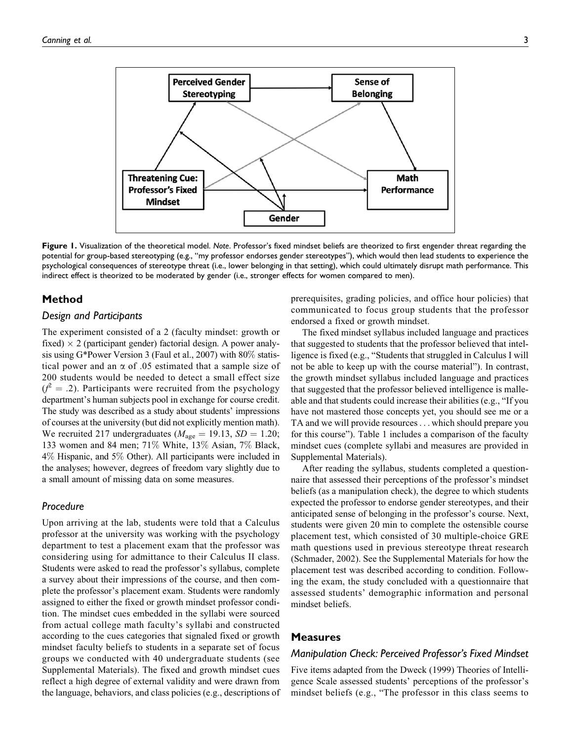Figure 1. Visualization of the theoretical model. *Note*. Professor's fixed mindset beliefs are theorized to first engender threat regarding the potential for group-based stereotyping (e.g., "my professor endorses gender stereotypes"), which would then lead students to experience the psychological consequences of stereotype threat (i.e., lower belonging in that setting), which could ultimately disrupt math performance. This indirect effect is theorized to be moderated by gender (i.e., stronger effects for women compared to men).

## Method

### Design and Participants

The experiment consisted of a 2 (faculty mindset: growth or fixed) × 2 (participant gender) factorial design. A power analysis using G*Power Version 3 (Faul et al., 2007) with 80% statistical power and an $\alpha$ of .05 estimated that a sample size of 200 students would be needed to detect a small effect size ($f^2 = .2$). Participants were recruited from the psychology department's human subjects pool in exchange for course credit. The study was described as a study about students' impressions of courses at the university (but did not explicitly mention math). We recruited 217 undergraduates ($M_{\text{age}} = 19.13$, $SD = 1.20$; 133 women and 84 men; 71% White, 13% Asian, 7% Black, 4% Hispanic, and 5% Other). All participants were included in the analyses; however, degrees of freedom vary slightly due to a small amount of missing data on some measures.

### Procedure

Upon arriving at the lab, students were told that a Calculus professor at the university was working with the psychology department to test a placement exam that the professor was considering using for admittance to their Calculus II class. Students were asked to read the professor's syllabus, complete a survey about their impressions of the course, and then complete the professor's placement exam. Students were randomly assigned to either the fixed or growth mindset professor condition. The mindset cues embedded in the syllabi were sourced from actual college math faculty's syllabi and constructed according to the cues categories that signaled fixed or growth mindset faculty beliefs to students in a separate set of focus groups we conducted with 40 undergraduate students (see Supplemental Materials). The fixed and growth mindset cues reflect a high degree of external validity and were drawn from the language, behaviors, and class policies (e.g., descriptions of prerequisites, grading policies, and office hour policies) that communicated to focus group students that the professor endorsed a fixed or growth mindset.

The fixed mindset syllabus included language and practices that suggested to students that the professor believed that intelligence is fixed (e.g., "Students that struggled in Calculus I will not be able to keep up with the course material"). In contrast, the growth mindset syllabus included language and practices that suggested that the professor believed intelligence is malleable and that students could increase their abilities (e.g., "If you have not mastered those concepts yet, you should see me or a TA and we will provide resources . . . which should prepare you for this course"). Table 1 includes a comparison of the faculty mindset cues (complete syllabi and measures are provided in Supplemental Materials).

After reading the syllabus, students completed a questionnaire that assessed their perceptions of the professor's mindset beliefs (as a manipulation check), the degree to which students expected the professor to endorse gender stereotypes, and their anticipated sense of belonging in the professor's course. Next, students were given 20 min to complete the ostensible course placement test, which consisted of 30 multiple-choice GRE math questions used in previous stereotype threat research (Schmader, 2002). See the Supplemental Materials for how the placement test was described according to condition. Following the exam, the study concluded with a questionnaire that assessed students' demographic information and personal mindset beliefs.

## Measures

### Manipulation Check: Perceived Professor's Fixed Mindset

Five items adapted from the Dweck (1999) Theories of Intelligence Scale assessed students' perceptions of the professor's mindset beliefs (e.g., "The professor in this class seems to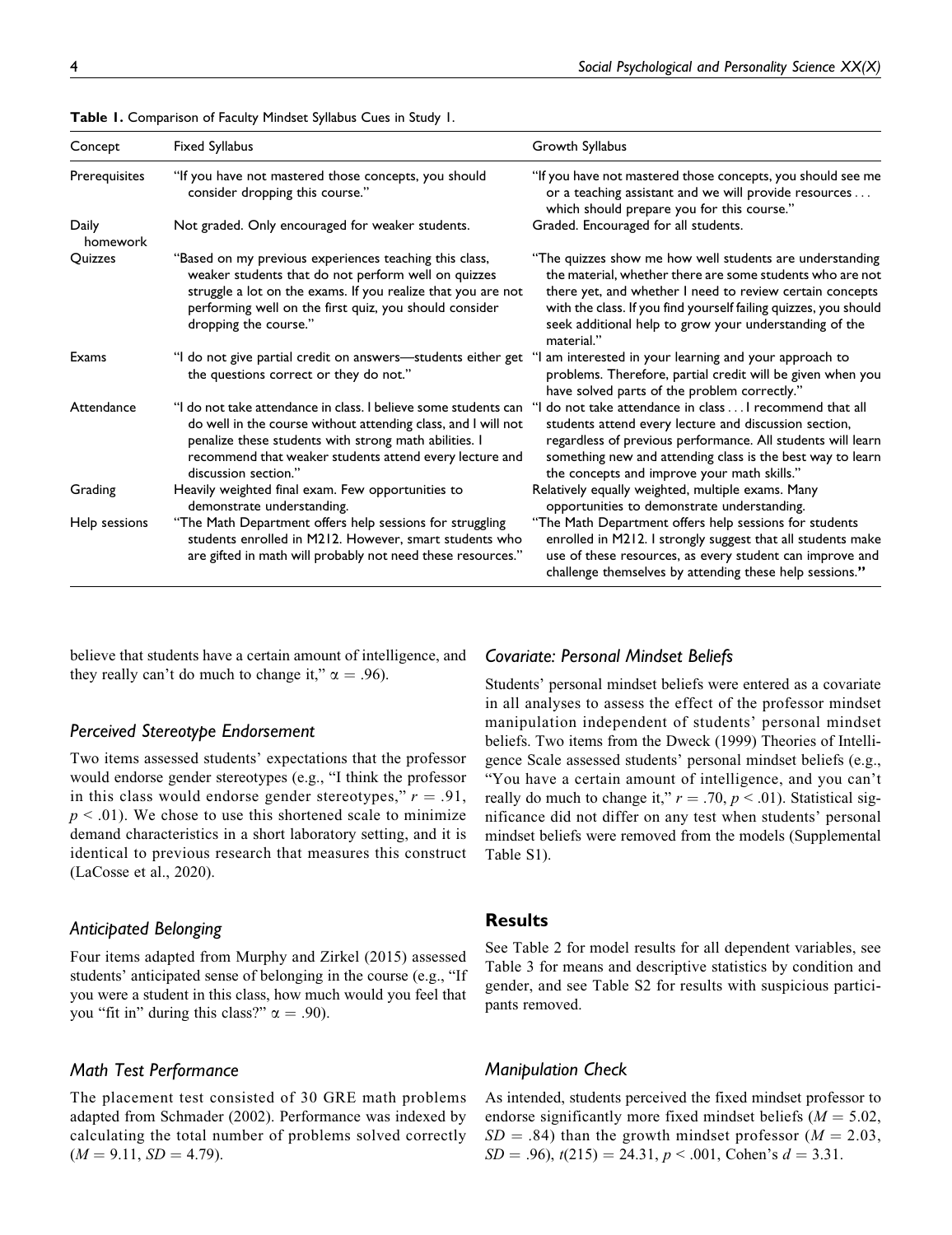**Table 1.** Comparison of Faculty Mindset Syllabus Cues in Study 1.

| Concept | Fixed Syllabus | Growth Syllabus |
|---|---|---|
| Prerequisites | "If you have not mastered those concepts, you should consider dropping this course." | "If you have not mastered those concepts, you should see me or a teaching assistant and we will provide resources . . . which should prepare you for this course." |
| Daily homework | Not graded. Only encouraged for weaker students. | Graded. Encouraged for all students. |
| Quizzes | "Based on my previous experiences teaching this class, weaker students that do not perform well on quizzes struggle a lot on the exams. If you realize that you are not performing well on the first quiz, you should consider dropping the course." | "The quizzes show me how well students are understanding the material, whether there are some students who are not there yet, and whether I need to review certain concepts with the class. If you find yourself failing quizzes, you should seek additional help to grow your understanding of the material." |
| Exams | "I do not give partial credit on answers—students either get the questions correct or they do not." | "I am interested in your learning and your approach to problems. Therefore, partial credit will be given when you have solved parts of the problem correctly." |
| Attendance | "I do not take attendance in class. I believe some students can do well in the course without attending class, and I will not penalize these students with strong math abilities. I recommend that weaker students attend every lecture and discussion section." | "I do not take attendance in class . . . I recommend that all students attend every lecture and discussion section, regardless of previous performance. All students will learn something new and attending class is the best way to learn the concepts and improve your math skills." |
| Grading | Heavily weighted final exam. Few opportunities to demonstrate understanding. | Relatively equally weighted, multiple exams. Many opportunities to demonstrate understanding. |
| Help sessions | "The Math Department offers help sessions for struggling students enrolled in M212. However, smart students who are gifted in math will probably not need these resources." | "The Math Department offers help sessions for students enrolled in M212. I strongly suggest that all students make use of these resources, as every student can improve and challenge themselves by attending these help sessions." |

believe that students have a certain amount of intelligence, and they really can't do much to change it," $\alpha = .96$).

### Perceived Stereotype Endorsement

Two items assessed students' expectations that the professor would endorse gender stereotypes (e.g., "I think the professor in this class would endorse gender stereotypes," $r = .91$, $p < .01$). We chose to use this shortened scale to minimize demand characteristics in a short laboratory setting, and it is identical to previous research that measures this construct (LaCosse et al., 2020).

### Anticipated Belonging

Four items adapted from Murphy and Zirkel (2015) assessed students' anticipated sense of belonging in the course (e.g., "If you were a student in this class, how much would you feel that you "fit in" during this class?" $\alpha = .90$).

### Math Test Performance

The placement test consisted of 30 GRE math problems adapted from Schmader (2002). Performance was indexed by calculating the total number of problems solved correctly ($M = 9.11$, $SD = 4.79$).

### Covariate: Personal Mindset Beliefs

Students' personal mindset beliefs were entered as a covariate in all analyses to assess the effect of the professor mindset manipulation independent of students' personal mindset beliefs. Two items from the Dweck (1999) Theories of Intelligence Scale assessed students' personal mindset beliefs (e.g., "You have a certain amount of intelligence, and you can't really do much to change it," $r = .70$, $p < .01$). Statistical significance did not differ on any test when students' personal mindset beliefs were removed from the models (Supplemental Table S1).

## Results

See Table 2 for model results for all dependent variables, see Table 3 for means and descriptive statistics by condition and gender, and see Table S2 for results with suspicious participants removed.

### Manipulation Check

As intended, students perceived the fixed mindset professor to endorse significantly more fixed mindset beliefs ($M = 5.02$, $SD = .84$) than the growth mindset professor ($M = 2.03$, $SD = .96$), $t(215) = 24.31$, $p < .001$, Cohen's $d = 3.31$.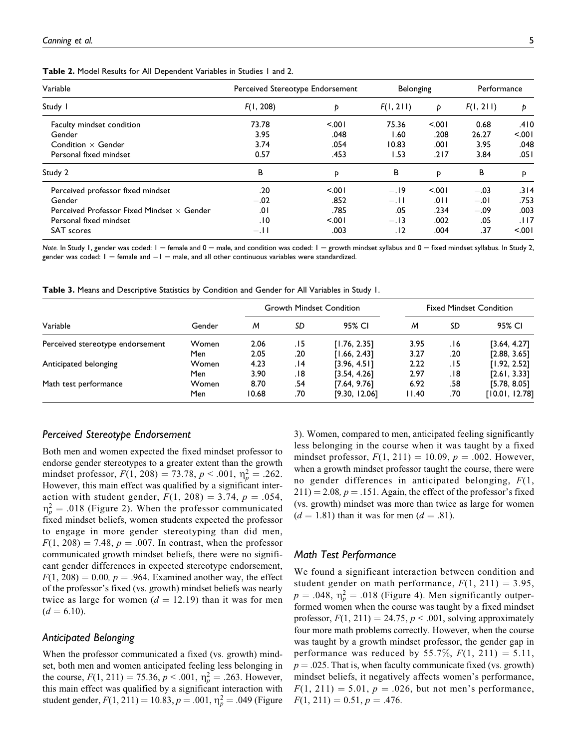**Table 2.** Model Results for All Dependent Variables in Studies 1 and 2.

| Variable | Perceived Stereotype Endorsement | | Belonging | | Performance | |
|---|---|---|---|---|---|---|
| Study 1 | $F(1, 208)$ | $p$ | $F(1, 211)$ | $p$ | $F(1, 211)$ | $p$ |
| Faculty mindset condition | 73.78 | <.001 | 75.36 | <.001 | 0.68 | .410 |
| Gender | 3.95 | .048 | 1.60 | .208 | 26.27 | <.001 |
| Condition × Gender | 3.74 | .054 | 10.83 | .001 | 3.95 | .048 |
| Personal fixed mindset | 0.57 | .453 | 1.53 | .217 | 3.84 | .051 |
| Study 2 | B | p | B | p | B | p |
| Perceived professor fixed mindset | .20 | <.001 | −.19 | <.001 | −.03 | .314 |
| Gender | −.02 | .852 | −.11 | .011 | −.01 | .753 |
| Perceived Professor Fixed Mindset × Gender | .01 | .785 | .05 | .234 | −.09 | .003 |
| Personal fixed mindset | .10 | <.001 | −.13 | .002 | .05 | .117 |
| SAT scores | −.11 | .003 | .12 | .004 | .37 | <.001 |

*Note.* In Study 1, gender was coded: 1 = female and 0 = male, and condition was coded: 1 = growth mindset syllabus and 0 = fixed mindset syllabus. In Study 2, gender was coded: 1 = female and −1 = male, and all other continuous variables were standardized.

**Table 3.** Means and Descriptive Statistics by Condition and Gender for All Variables in Study 1.

| | | Growth Mindset Condition | | | Fixed Mindset Condition | | |
|---|---|---|---|---|---|---|---|
| Variable | Gender | *M* | *SD* | 95% CI | *M* | *SD* | 95% CI |
| Perceived stereotype endorsement | Women | 2.06 | .15 | [1.76, 2.35] | 3.95 | .16 | [3.64, 4.27] |
| | Men | 2.05 | .20 | [1.66, 2.43] | 3.27 | .20 | [2.88, 3.65] |
| Anticipated belonging | Women | 4.23 | .14 | [3.96, 4.51] | 2.22 | .15 | [1.92, 2.52] |
| | Men | 3.90 | .18 | [3.54, 4.26] | 2.97 | .18 | [2.61, 3.33] |
| Math test performance | Women | 8.70 | .54 | [7.64, 9.76] | 6.92 | .58 | [5.78, 8.05] |
| | Men | 10.68 | .70 | [9.30, 12.06] | 11.40 | .70 | [10.01, 12.78] |

## Perceived Stereotype Endorsement

Both men and women expected the fixed mindset professor to endorse gender stereotypes to a greater extent than the growth mindset professor, $F(1, 208) = 73.78$, $p < .001$, $\eta_p^2 = .262$. However, this main effect was qualified by a significant interaction with student gender, $F(1, 208) = 3.74$, $p = .054$, $\eta_p^2 = .018$ (Figure 2). When the professor communicated fixed mindset beliefs, women students expected the professor to engage in more gender stereotyping than did men, $F(1, 208) = 7.48$, $p = .007$. In contrast, when the professor communicated growth mindset beliefs, there were no significant gender differences in expected stereotype endorsement, $F(1, 208) = 0.00$, $p = .964$. Examined another way, the effect of the professor's fixed (vs. growth) mindset beliefs was nearly twice as large for women ($d = 12.19$) than it was for men ($d = 6.10$).

## Anticipated Belonging

When the professor communicated a fixed (vs. growth) mindset, both men and women anticipated feeling less belonging in the course, $F(1, 211) = 75.36$, $p < .001$, $\eta_p^2 = .263$. However, this main effect was qualified by a significant interaction with student gender, $F(1, 211) = 10.83$, $p = .001$, $\eta_p^2 = .049$ (Figure 3). Women, compared to men, anticipated feeling significantly less belonging in the course when it was taught by a fixed mindset professor, $F(1, 211) = 10.09$, $p = .002$. However, when a growth mindset professor taught the course, there were no gender differences in anticipated belonging, $F(1, 211) = 2.08$, $p = .151$. Again, the effect of the professor's fixed (vs. growth) mindset was more than twice as large for women ($d = 1.81$) than it was for men ($d = .81$).

## Math Test Performance

We found a significant interaction between condition and student gender on math performance, $F(1, 211) = 3.95$, $p = .048$, $\eta_p^2 = .018$ (Figure 4). Men significantly outperformed women when the course was taught by a fixed mindset professor, $F(1, 211) = 24.75$, $p < .001$, solving approximately four more math problems correctly. However, when the course was taught by a growth mindset professor, the gender gap in performance was reduced by 55.7%, $F(1, 211) = 5.11$, $p = .025$. That is, when faculty communicate fixed (vs. growth) mindset beliefs, it negatively affects women's performance, $F(1, 211) = 5.01$, $p = .026$, but not men's performance, $F(1, 211) = 0.51$, $p = .476$.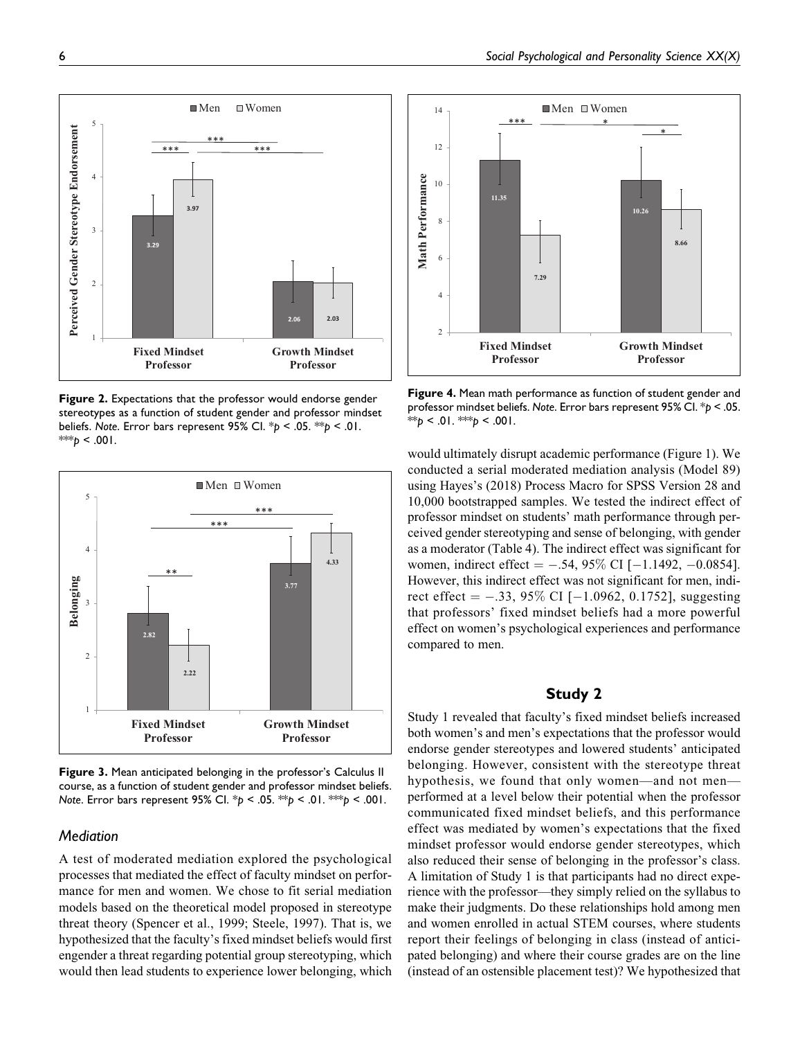Figure 2. Expectations that the professor would endorse gender stereotypes as a function of student gender and professor mindset beliefs. *Note*. Error bars represent 95% CI. *$p < .05$. **$p < .01$. ***$p < .001$.

Figure 3. Mean anticipated belonging in the professor's Calculus II course, as a function of student gender and professor mindset beliefs. *Note*. Error bars represent 95% CI. *$p < .05$. **$p < .01$. ***$p < .001$.

Figure 4. Mean math performance as function of student gender and professor mindset beliefs. *Note*. Error bars represent 95% CI. *$p < .05$. **$p < .01$. ***$p < .001$.

### *Mediation*

A test of moderated mediation explored the psychological processes that mediated the effect of faculty mindset on performance for men and women. We chose to fit serial mediation models based on the theoretical model proposed in stereotype threat theory (Spencer et al., 1999; Steele, 1997). That is, we hypothesized that the faculty's fixed mindset beliefs would first engender a threat regarding potential group stereotyping, which would then lead students to experience lower belonging, which would ultimately disrupt academic performance (Figure 1). We conducted a serial moderated mediation analysis (Model 89) using Hayes's (2018) Process Macro for SPSS Version 28 and 10,000 bootstrapped samples. We tested the indirect effect of professor mindset on students' math performance through perceived gender stereotyping and sense of belonging, with gender as a moderator (Table 4). The indirect effect was significant for women, indirect effect $= -.54$, 95% CI $[-1.1492, -0.0854]$. However, this indirect effect was not significant for men, indirect effect $= -.33$, 95% CI $[-1.0962, 0.1752]$, suggesting that professors' fixed mindset beliefs had a more powerful effect on women's psychological experiences and performance compared to men.

## Study 2

Study 1 revealed that faculty's fixed mindset beliefs increased both women's and men's expectations that the professor would endorse gender stereotypes and lowered students' anticipated belonging. However, consistent with the stereotype threat hypothesis, we found that only women—and not men—performed at a level below their potential when the professor communicated fixed mindset beliefs, and this performance effect was mediated by women's expectations that the fixed mindset professor would endorse gender stereotypes, which also reduced their sense of belonging in the professor's class. A limitation of Study 1 is that participants had no direct experience with the professor—they simply relied on the syllabus to make their judgments. Do these relationships hold among men and women enrolled in actual STEM courses, where students report their feelings of belonging in class (instead of anticipated belonging) and where their course grades are on the line (instead of an ostensible placement test)? We hypothesized that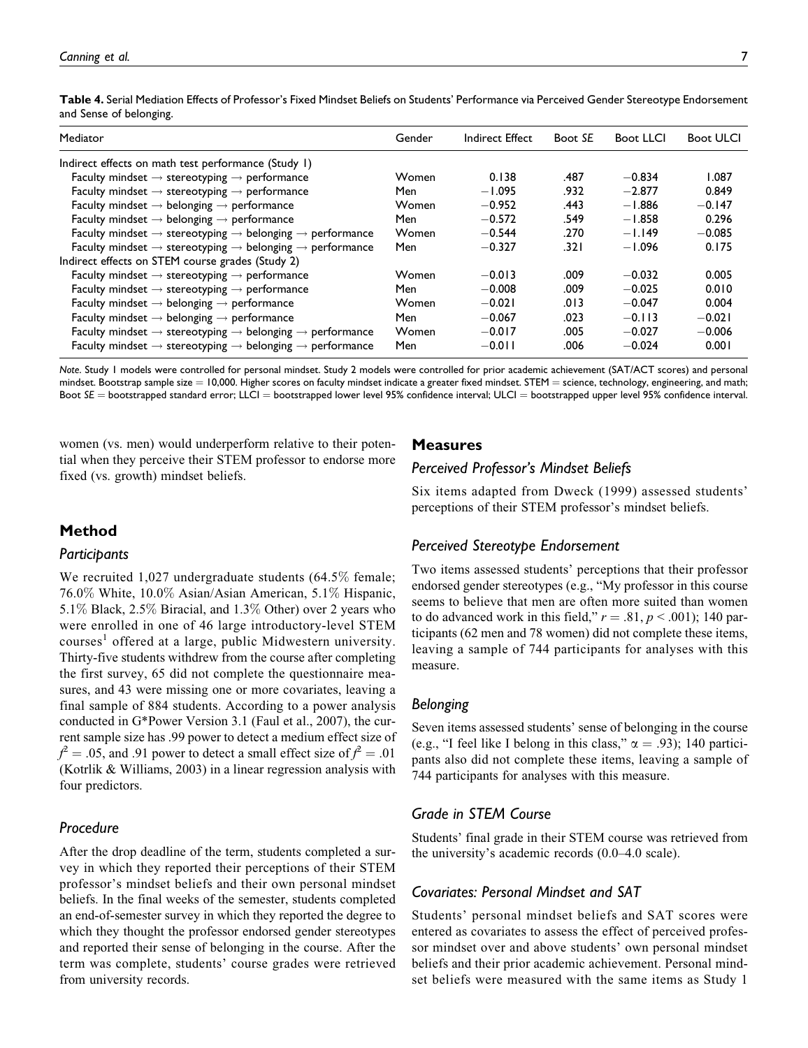**Table 4.** Serial Mediation Effects of Professor's Fixed Mindset Beliefs on Students' Performance via Perceived Gender Stereotype Endorsement and Sense of belonging.

| Mediator | Gender | Indirect Effect | Boot *SE* | Boot LLCI | Boot ULCI |
|---|---|---|---|---|---|
| Indirect effects on math test performance (Study 1) | | | | | |
| Faculty mindset → stereotyping → performance | Women | 0.138 | .487 | −0.834 | 1.087 |
| Faculty mindset → stereotyping → performance | Men | −1.095 | .932 | −2.877 | 0.849 |
| Faculty mindset → belonging → performance | Women | −0.952 | .443 | −1.886 | −0.147 |
| Faculty mindset → belonging → performance | Men | −0.572 | .549 | −1.858 | 0.296 |
| Faculty mindset → stereotyping → belonging → performance | Women | −0.544 | .270 | −1.149 | −0.085 |
| Faculty mindset → stereotyping → belonging → performance | Men | −0.327 | .321 | −1.096 | 0.175 |
| Indirect effects on STEM course grades (Study 2) | | | | | |
| Faculty mindset → stereotyping → performance | Women | −0.013 | .009 | −0.032 | 0.005 |
| Faculty mindset → stereotyping → performance | Men | −0.008 | .009 | −0.025 | 0.010 |
| Faculty mindset → belonging → performance | Women | −0.021 | .013 | −0.047 | 0.004 |
| Faculty mindset → belonging → performance | Men | −0.067 | .023 | −0.113 | −0.021 |
| Faculty mindset → stereotyping → belonging → performance | Women | −0.017 | .005 | −0.027 | −0.006 |
| Faculty mindset → stereotyping → belonging → performance | Men | −0.011 | .006 | −0.024 | 0.001 |

*Note.* Study 1 models were controlled for personal mindset. Study 2 models were controlled for prior academic achievement (SAT/ACT scores) and personal mindset. Bootstrap sample size = 10,000. Higher scores on faculty mindset indicate a greater fixed mindset. STEM = science, technology, engineering, and math; Boot *SE* = bootstrapped standard error; LLCI = bootstrapped lower level 95% confidence interval; ULCI = bootstrapped upper level 95% confidence interval.

women (vs. men) would underperform relative to their potential when they perceive their STEM professor to endorse more fixed (vs. growth) mindset beliefs.

## Method

### *Participants*

We recruited 1,027 undergraduate students (64.5% female; 76.0% White, 10.0% Asian/Asian American, 5.1% Hispanic, 5.1% Black, 2.5% Biracial, and 1.3% Other) over 2 years who were enrolled in one of 46 large introductory-level STEM courses[1] offered at a large, public Midwestern university. Thirty-five students withdrew from the course after completing the first survey, 65 did not complete the questionnaire measures, and 43 were missing one or more covariates, leaving a final sample of 884 students. According to a power analysis conducted in G*Power Version 3.1 (Faul et al., 2007), the current sample size has .99 power to detect a medium effect size of $f^2 = .05$, and .91 power to detect a small effect size of $f^2 = .01$ (Kotrlik & Williams, 2003) in a linear regression analysis with four predictors.

### *Procedure*

After the drop deadline of the term, students completed a survey in which they reported their perceptions of their STEM professor's mindset beliefs and their own personal mindset beliefs. In the final weeks of the semester, students completed an end-of-semester survey in which they reported the degree to which they thought the professor endorsed gender stereotypes and reported their sense of belonging in the course. After the term was complete, students' course grades were retrieved from university records.

## Measures

### *Perceived Professor's Mindset Beliefs*

Six items adapted from Dweck (1999) assessed students' perceptions of their STEM professor's mindset beliefs.

### *Perceived Stereotype Endorsement*

Two items assessed students' perceptions that their professor endorsed gender stereotypes (e.g., "My professor in this course seems to believe that men are often more suited than women to do advanced work in this field," $r = .81$, $p < .001$); 140 participants (62 men and 78 women) did not complete these items, leaving a sample of 744 participants for analyses with this measure.

### *Belonging*

Seven items assessed students' sense of belonging in the course (e.g., "I feel like I belong in this class," $\alpha = .93$); 140 participants also did not complete these items, leaving a sample of 744 participants for analyses with this measure.

### *Grade in STEM Course*

Students' final grade in their STEM course was retrieved from the university's academic records (0.0–4.0 scale).

### *Covariates: Personal Mindset and SAT*

Students' personal mindset beliefs and SAT scores were entered as covariates to assess the effect of perceived professor mindset over and above students' own personal mindset beliefs and their prior academic achievement. Personal mindset beliefs were measured with the same items as Study 1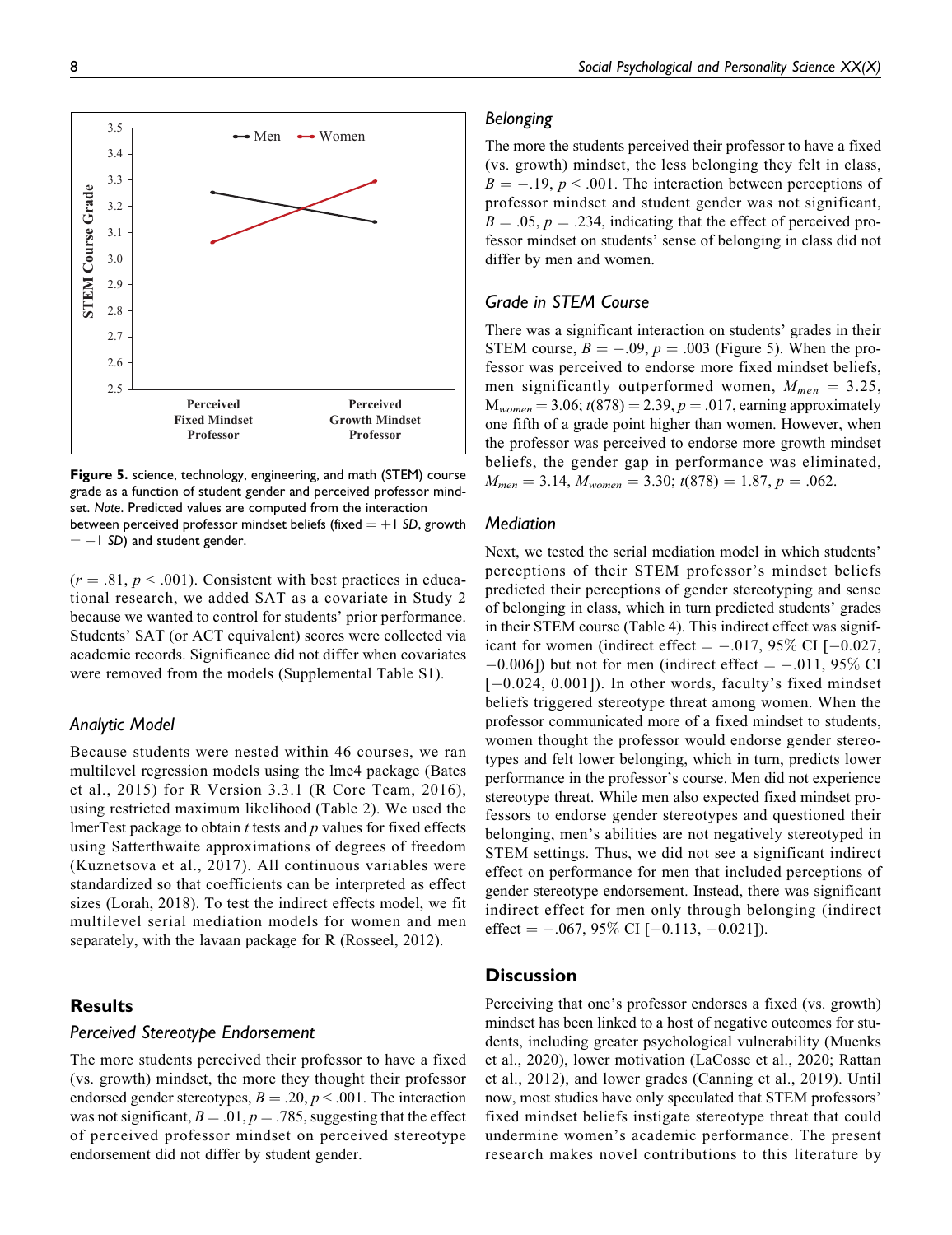**Figure 5.** science, technology, engineering, and math (STEM) course grade as a function of student gender and perceived professor mindset. *Note*. Predicted values are computed from the interaction between perceived professor mindset beliefs (fixed = +1 *SD*, growth = −1 *SD*) and student gender.

($r = .81$, $p < .001$). Consistent with best practices in educational research, we added SAT as a covariate in Study 2 because we wanted to control for students' prior performance. Students' SAT (or ACT equivalent) scores were collected via academic records. Significance did not differ when covariates were removed from the models (Supplemental Table S1).

### Analytic Model

Because students were nested within 46 courses, we ran multilevel regression models using the lme4 package (Bates et al., 2015) for R Version 3.3.1 (R Core Team, 2016), using restricted maximum likelihood (Table 2). We used the lmerTest package to obtain *t* tests and *p* values for fixed effects using Satterthwaite approximations of degrees of freedom (Kuznetsova et al., 2017). All continuous variables were standardized so that coefficients can be interpreted as effect sizes (Lorah, 2018). To test the indirect effects model, we fit multilevel serial mediation models for women and men separately, with the lavaan package for R (Rosseel, 2012).

## Results

### Perceived Stereotype Endorsement

The more students perceived their professor to have a fixed (vs. growth) mindset, the more they thought their professor endorsed gender stereotypes, $B = .20$, $p < .001$. The interaction was not significant, $B = .01$, $p = .785$, suggesting that the effect of perceived professor mindset on perceived stereotype endorsement did not differ by student gender.

### Belonging

The more the students perceived their professor to have a fixed (vs. growth) mindset, the less belonging they felt in class, $B = -.19$, $p < .001$. The interaction between perceptions of professor mindset and student gender was not significant, $B = .05$, $p = .234$, indicating that the effect of perceived professor mindset on students' sense of belonging in class did not differ by men and women.

### Grade in STEM Course

There was a significant interaction on students' grades in their STEM course, $B = -.09$, $p = .003$ (Figure 5). When the professor was perceived to endorse more fixed mindset beliefs, men significantly outperformed women, $M_{men} = 3.25$, $M_{women} = 3.06$; $t(878) = 2.39$, $p = .017$, earning approximately one fifth of a grade point higher than women. However, when the professor was perceived to endorse more growth mindset beliefs, the gender gap in performance was eliminated, $M_{men} = 3.14$, $M_{women} = 3.30$; $t(878) = 1.87$, $p = .062$.

### Mediation

Next, we tested the serial mediation model in which students' perceptions of their STEM professor's mindset beliefs predicted their perceptions of gender stereotyping and sense of belonging in class, which in turn predicted students' grades in their STEM course (Table 4). This indirect effect was significant for women (indirect effect = −.017, 95% CI [−0.027, −0.006]) but not for men (indirect effect = −.011, 95% CI [−0.024, 0.001]). In other words, faculty's fixed mindset beliefs triggered stereotype threat among women. When the professor communicated more of a fixed mindset to students, women thought the professor would endorse gender stereotypes and felt lower belonging, which in turn, predicts lower performance in the professor's course. Men did not experience stereotype threat. While men also expected fixed mindset professors to endorse gender stereotypes and questioned their belonging, men's abilities are not negatively stereotyped in STEM settings. Thus, we did not see a significant indirect effect on performance for men that included perceptions of gender stereotype endorsement. Instead, there was significant indirect effect for men only through belonging (indirect effect = −.067, 95% CI [−0.113, −0.021]).

## Discussion

Perceiving that one's professor endorses a fixed (vs. growth) mindset has been linked to a host of negative outcomes for students, including greater psychological vulnerability (Muenks et al., 2020), lower motivation (LaCosse et al., 2020; Rattan et al., 2012), and lower grades (Canning et al., 2019). Until now, most studies have only speculated that STEM professors' fixed mindset beliefs instigate stereotype threat that could undermine women's academic performance. The present research makes novel contributions to this literature by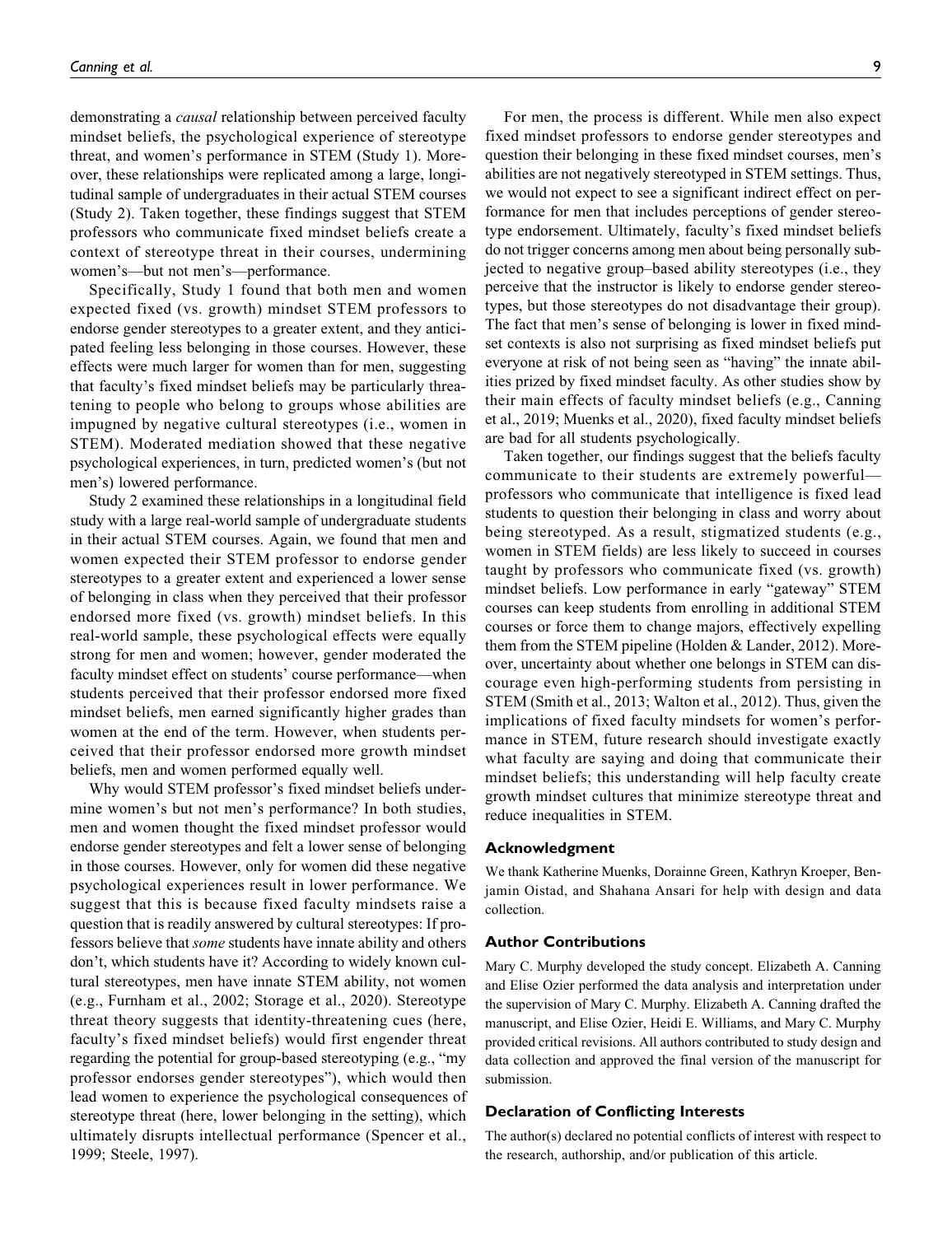demonstrating a *causal* relationship between perceived faculty mindset beliefs, the psychological experience of stereotype threat, and women's performance in STEM (Study 1). Moreover, these relationships were replicated among a large, longitudinal sample of undergraduates in their actual STEM courses (Study 2). Taken together, these findings suggest that STEM professors who communicate fixed mindset beliefs create a context of stereotype threat in their courses, undermining women's—but not men's—performance.

Specifically, Study 1 found that both men and women expected fixed (vs. growth) mindset STEM professors to endorse gender stereotypes to a greater extent, and they anticipated feeling less belonging in those courses. However, these effects were much larger for women than for men, suggesting that faculty's fixed mindset beliefs may be particularly threatening to people who belong to groups whose abilities are impugned by negative cultural stereotypes (i.e., women in STEM). Moderated mediation showed that these negative psychological experiences, in turn, predicted women's (but not men's) lowered performance.

Study 2 examined these relationships in a longitudinal field study with a large real-world sample of undergraduate students in their actual STEM courses. Again, we found that men and women expected their STEM professor to endorse gender stereotypes to a greater extent and experienced a lower sense of belonging in class when they perceived that their professor endorsed more fixed (vs. growth) mindset beliefs. In this real-world sample, these psychological effects were equally strong for men and women; however, gender moderated the faculty mindset effect on students' course performance—when students perceived that their professor endorsed more fixed mindset beliefs, men earned significantly higher grades than women at the end of the term. However, when students perceived that their professor endorsed more growth mindset beliefs, men and women performed equally well.

Why would STEM professor's fixed mindset beliefs undermine women's but not men's performance? In both studies, men and women thought the fixed mindset professor would endorse gender stereotypes and felt a lower sense of belonging in those courses. However, only for women did these negative psychological experiences result in lower performance. We suggest that this is because fixed faculty mindsets raise a question that is readily answered by cultural stereotypes: If professors believe that *some* students have innate ability and others don't, which students have it? According to widely known cultural stereotypes, men have innate STEM ability, not women (e.g., Furnham et al., 2002; Storage et al., 2020). Stereotype threat theory suggests that identity-threatening cues (here, faculty's fixed mindset beliefs) would first engender threat regarding the potential for group-based stereotyping (e.g., "my professor endorses gender stereotypes"), which would then lead women to experience the psychological consequences of stereotype threat (here, lower belonging in the setting), which ultimately disrupts intellectual performance (Spencer et al., 1999; Steele, 1997).

For men, the process is different. While men also expect fixed mindset professors to endorse gender stereotypes and question their belonging in these fixed mindset courses, men's abilities are not negatively stereotyped in STEM settings. Thus, we would not expect to see a significant indirect effect on performance for men that includes perceptions of gender stereotype endorsement. Ultimately, faculty's fixed mindset beliefs do not trigger concerns among men about being personally subjected to negative group–based ability stereotypes (i.e., they perceive that the instructor is likely to endorse gender stereotypes, but those stereotypes do not disadvantage their group). The fact that men's sense of belonging is lower in fixed mindset contexts is also not surprising as fixed mindset beliefs put everyone at risk of not being seen as "having" the innate abilities prized by fixed mindset faculty. As other studies show by their main effects of faculty mindset beliefs (e.g., Canning et al., 2019; Muenks et al., 2020), fixed faculty mindset beliefs are bad for all students psychologically.

Taken together, our findings suggest that the beliefs faculty communicate to their students are extremely powerful—professors who communicate that intelligence is fixed lead students to question their belonging in class and worry about being stereotyped. As a result, stigmatized students (e.g., women in STEM fields) are less likely to succeed in courses taught by professors who communicate fixed (vs. growth) mindset beliefs. Low performance in early "gateway" STEM courses can keep students from enrolling in additional STEM courses or force them to change majors, effectively expelling them from the STEM pipeline (Holden & Lander, 2012). Moreover, uncertainty about whether one belongs in STEM can discourage even high-performing students from persisting in STEM (Smith et al., 2013; Walton et al., 2012). Thus, given the implications of fixed faculty mindsets for women's performance in STEM, future research should investigate exactly what faculty are saying and doing that communicate their mindset beliefs; this understanding will help faculty create growth mindset cultures that minimize stereotype threat and reduce inequalities in STEM.

## Acknowledgment

We thank Katherine Muenks, Dorainne Green, Kathryn Kroeper, Benjamin Oistad, and Shahana Ansari for help with design and data collection.

## Author Contributions

Mary C. Murphy developed the study concept. Elizabeth A. Canning and Elise Ozier performed the data analysis and interpretation under the supervision of Mary C. Murphy. Elizabeth A. Canning drafted the manuscript, and Elise Ozier, Heidi E. Williams, and Mary C. Murphy provided critical revisions. All authors contributed to study design and data collection and approved the final version of the manuscript for submission.

## Declaration of Conflicting Interests

The author(s) declared no potential conflicts of interest with respect to the research, authorship, and/or publication of this article.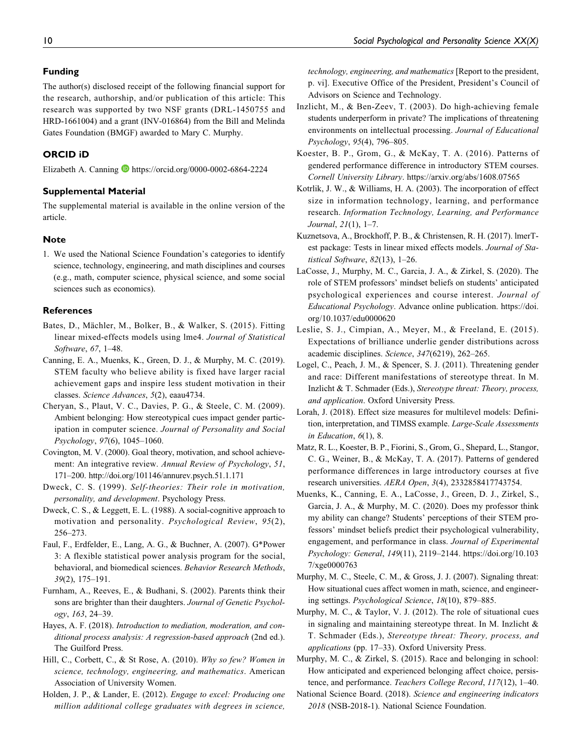## Funding

The author(s) disclosed receipt of the following financial support for the research, authorship, and/or publication of this article: This research was supported by two NSF grants (DRL-1450755 and HRD-1661004) and a grant (INV-016864) from the Bill and Melinda Gates Foundation (BMGF) awarded to Mary C. Murphy.

## ORCID iD

Elizabeth A. Canning https://orcid.org/0000-0002-6864-2224

## Supplemental Material

The supplemental material is available in the online version of the article.

## Note

1. We used the National Science Foundation's categories to identify science, technology, engineering, and math disciplines and courses (e.g., math, computer science, physical science, and some social sciences such as economics).

## References

Bates, D., Mächler, M., Bolker, B., & Walker, S. (2015). Fitting linear mixed-effects models using lme4. *Journal of Statistical Software*, *67*, 1–48.

Canning, E. A., Muenks, K., Green, D. J., & Murphy, M. C. (2019). STEM faculty who believe ability is fixed have larger racial achievement gaps and inspire less student motivation in their classes. *Science Advances*, *5*(2), eaau4734.

Cheryan, S., Plaut, V. C., Davies, P. G., & Steele, C. M. (2009). Ambient belonging: How stereotypical cues impact gender participation in computer science. *Journal of Personality and Social Psychology*, *97*(6), 1045–1060.

Covington, M. V. (2000). Goal theory, motivation, and school achievement: An integrative review. *Annual Review of Psychology*, *51*, 171–200. http://doi.org/101146/annurev.psych.51.1.171

Dweck, C. S. (1999). *Self-theories: Their role in motivation, personality, and development*. Psychology Press.

Dweck, C. S., & Leggett, E. L. (1988). A social-cognitive approach to motivation and personality. *Psychological Review*, *95*(2), 256–273.

Faul, F., Erdfelder, E., Lang, A. G., & Buchner, A. (2007). G*Power 3: A flexible statistical power analysis program for the social, behavioral, and biomedical sciences. *Behavior Research Methods*, *39*(2), 175–191.

Furnham, A., Reeves, E., & Budhani, S. (2002). Parents think their sons are brighter than their daughters. *Journal of Genetic Psychology*, *163*, 24–39.

Hayes, A. F. (2018). *Introduction to mediation, moderation, and conditional process analysis: A regression-based approach* (2nd ed.). The Guilford Press.

Hill, C., Corbett, C., & St Rose, A. (2010). *Why so few? Women in science, technology, engineering, and mathematics*. American Association of University Women.

Holden, J. P., & Lander, E. (2012). *Engage to excel: Producing one million additional college graduates with degrees in science, technology, engineering, and mathematics* [Report to the president, p. vi]. Executive Office of the President, President's Council of Advisors on Science and Technology.

Inzlicht, M., & Ben-Zeev, T. (2003). Do high-achieving female students underperform in private? The implications of threatening environments on intellectual processing. *Journal of Educational Psychology*, *95*(4), 796–805.

Koester, B. P., Grom, G., & McKay, T. A. (2016). Patterns of gendered performance difference in introductory STEM courses. *Cornell University Library*. https://arxiv.org/abs/1608.07565

Kotrlik, J. W., & Williams, H. A. (2003). The incorporation of effect size in information technology, learning, and performance research. *Information Technology, Learning, and Performance Journal*, *21*(1), 1–7.

Kuznetsova, A., Brockhoff, P. B., & Christensen, R. H. (2017). lmerTest package: Tests in linear mixed effects models. *Journal of Statistical Software*, *82*(13), 1–26.

LaCosse, J., Murphy, M. C., Garcia, J. A., & Zirkel, S. (2020). The role of STEM professors' mindset beliefs on students' anticipated psychological experiences and course interest. *Journal of Educational Psychology*. Advance online publication. https://doi.org/10.1037/edu0000620

Leslie, S. J., Cimpian, A., Meyer, M., & Freeland, E. (2015). Expectations of brilliance underlie gender distributions across academic disciplines. *Science*, *347*(6219), 262–265.

Logel, C., Peach, J. M., & Spencer, S. J. (2011). Threatening gender and race: Different manifestations of stereotype threat. In M. Inzlicht & T. Schmader (Eds.), *Stereotype threat: Theory, process, and application*. Oxford University Press.

Lorah, J. (2018). Effect size measures for multilevel models: Definition, interpretation, and TIMSS example. *Large-Scale Assessments in Education*, *6*(1), 8.

Matz, R. L., Koester, B. P., Fiorini, S., Grom, G., Shepard, L., Stangor, C. G., Weiner, B., & McKay, T. A. (2017). Patterns of gendered performance differences in large introductory courses at five research universities. *AERA Open*, *3*(4), 2332858417743754.

Muenks, K., Canning, E. A., LaCosse, J., Green, D. J., Zirkel, S., Garcia, J. A., & Murphy, M. C. (2020). Does my professor think my ability can change? Students' perceptions of their STEM professors' mindset beliefs predict their psychological vulnerability, engagement, and performance in class. *Journal of Experimental Psychology: General*, *149*(11), 2119–2144. https://doi.org/10.1037/xge0000763

Murphy, M. C., Steele, C. M., & Gross, J. J. (2007). Signaling threat: How situational cues affect women in math, science, and engineering settings. *Psychological Science*, *18*(10), 879–885.

Murphy, M. C., & Taylor, V. J. (2012). The role of situational cues in signaling and maintaining stereotype threat. In M. Inzlicht & T. Schmader (Eds.), *Stereotype threat: Theory, process, and applications* (pp. 17–33). Oxford University Press.

Murphy, M. C., & Zirkel, S. (2015). Race and belonging in school: How anticipated and experienced belonging affect choice, persistence, and performance. *Teachers College Record*, *117*(12), 1–40.

National Science Board. (2018). *Science and engineering indicators 2018* (NSB-2018-1). National Science Foundation.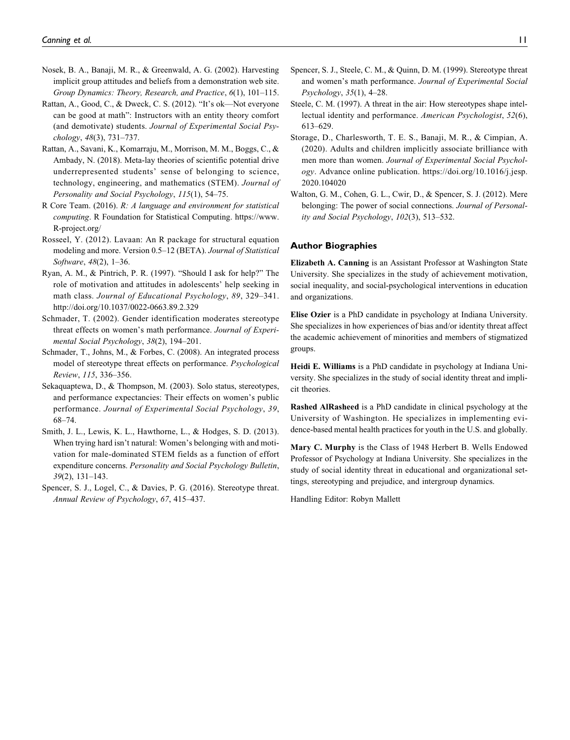Nosek, B. A., Banaji, M. R., & Greenwald, A. G. (2002). Harvesting implicit group attitudes and beliefs from a demonstration web site. *Group Dynamics: Theory, Research, and Practice*, *6*(1), 101–115.

Rattan, A., Good, C., & Dweck, C. S. (2012). "It's ok—Not everyone can be good at math": Instructors with an entity theory comfort (and demotivate) students. *Journal of Experimental Social Psychology*, *48*(3), 731–737.

Rattan, A., Savani, K., Komarraju, M., Morrison, M. M., Boggs, C., & Ambady, N. (2018). Meta-lay theories of scientific potential drive underrepresented students' sense of belonging to science, technology, engineering, and mathematics (STEM). *Journal of Personality and Social Psychology*, *115*(1), 54–75.

R Core Team. (2016). *R: A language and environment for statistical computing*. R Foundation for Statistical Computing. https://www.R-project.org/

Rosseel, Y. (2012). Lavaan: An R package for structural equation modeling and more. Version 0.5–12 (BETA). *Journal of Statistical Software*, *48*(2), 1–36.

Ryan, A. M., & Pintrich, P. R. (1997). "Should I ask for help?" The role of motivation and attitudes in adolescents' help seeking in math class. *Journal of Educational Psychology*, *89*, 329–341. http://doi.org/10.1037/0022-0663.89.2.329

Schmader, T. (2002). Gender identification moderates stereotype threat effects on women's math performance. *Journal of Experimental Social Psychology*, *38*(2), 194–201.

Schmader, T., Johns, M., & Forbes, C. (2008). An integrated process model of stereotype threat effects on performance. *Psychological Review*, *115*, 336–356.

Sekaquaptewa, D., & Thompson, M. (2003). Solo status, stereotypes, and performance expectancies: Their effects on women's public performance. *Journal of Experimental Social Psychology*, *39*, 68–74.

Smith, J. L., Lewis, K. L., Hawthorne, L., & Hodges, S. D. (2013). When trying hard isn't natural: Women's belonging with and motivation for male-dominated STEM fields as a function of effort expenditure concerns. *Personality and Social Psychology Bulletin*, *39*(2), 131–143.

Spencer, S. J., Logel, C., & Davies, P. G. (2016). Stereotype threat. *Annual Review of Psychology*, *67*, 415–437.

Spencer, S. J., Steele, C. M., & Quinn, D. M. (1999). Stereotype threat and women's math performance. *Journal of Experimental Social Psychology*, *35*(1), 4–28.

Steele, C. M. (1997). A threat in the air: How stereotypes shape intellectual identity and performance. *American Psychologist*, *52*(6), 613–629.

Storage, D., Charlesworth, T. E. S., Banaji, M. R., & Cimpian, A. (2020). Adults and children implicitly associate brilliance with men more than women. *Journal of Experimental Social Psychology*. Advance online publication. https://doi.org/10.1016/j.jesp.2020.104020

Walton, G. M., Cohen, G. L., Cwir, D., & Spencer, S. J. (2012). Mere belonging: The power of social connections. *Journal of Personality and Social Psychology*, *102*(3), 513–532.

## Author Biographies

**Elizabeth A. Canning** is an Assistant Professor at Washington State University. She specializes in the study of achievement motivation, social inequality, and social-psychological interventions in education and organizations.

**Elise Ozier** is a PhD candidate in psychology at Indiana University. She specializes in how experiences of bias and/or identity threat affect the academic achievement of minorities and members of stigmatized groups.

**Heidi E. Williams** is a PhD candidate in psychology at Indiana University. She specializes in the study of social identity threat and implicit theories.

**Rashed AlRasheed** is a PhD candidate in clinical psychology at the University of Washington. He specializes in implementing evidence-based mental health practices for youth in the U.S. and globally.

**Mary C. Murphy** is the Class of 1948 Herbert B. Wells Endowed Professor of Psychology at Indiana University. She specializes in the study of social identity threat in educational and organizational settings, stereotyping and prejudice, and intergroup dynamics.

Handling Editor: Robyn Mallett